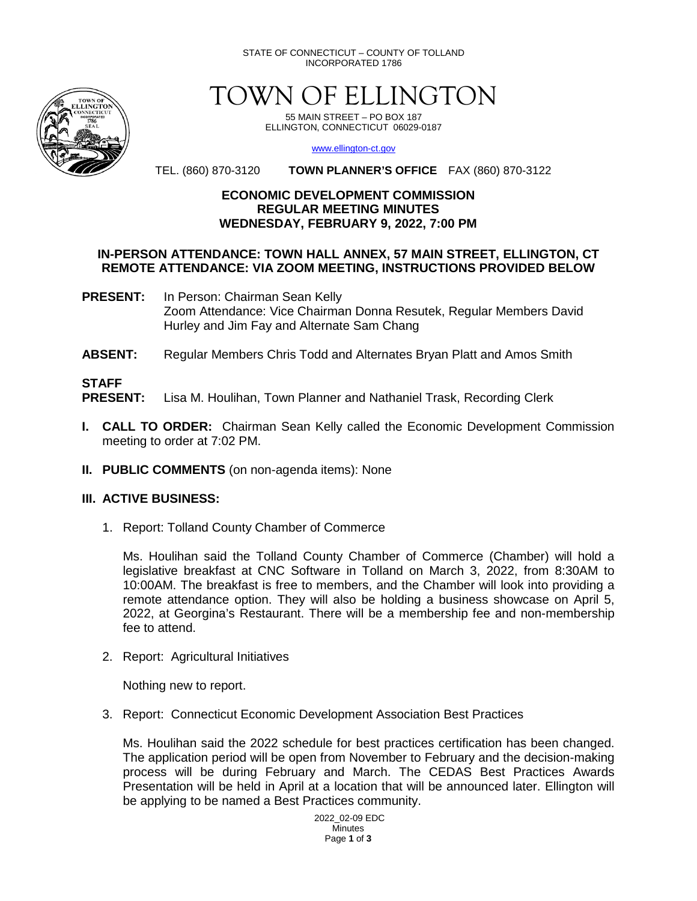STATE OF CONNECTICUT – COUNTY OF TOLLAND
INCORPORATED 1786

# TOWN OF ELLINGTON

55 MAIN STREET – PO BOX 187
ELLINGTON, CONNECTICUT 06029-0187

www.ellington-ct.gov

TEL. (860) 870-3120 **TOWN PLANNER'S OFFICE** FAX (860) 870-3122

## ECONOMIC DEVELOPMENT COMMISSION
## REGULAR MEETING MINUTES
## WEDNESDAY, FEBRUARY 9, 2022, 7:00 PM

**IN-PERSON ATTENDANCE: TOWN HALL ANNEX, 57 MAIN STREET, ELLINGTON, CT**
**REMOTE ATTENDANCE: VIA ZOOM MEETING, INSTRUCTIONS PROVIDED BELOW**

**PRESENT:** In Person: Chairman Sean Kelly
Zoom Attendance: Vice Chairman Donna Resutek, Regular Members David Hurley and Jim Fay and Alternate Sam Chang

**ABSENT:** Regular Members Chris Todd and Alternates Bryan Platt and Amos Smith

**STAFF PRESENT:** Lisa M. Houlihan, Town Planner and Nathaniel Trask, Recording Clerk

**I. CALL TO ORDER:** Chairman Sean Kelly called the Economic Development Commission meeting to order at 7:02 PM.

**II. PUBLIC COMMENTS** (on non-agenda items): None

**III. ACTIVE BUSINESS:**

1. Report: Tolland County Chamber of Commerce

   Ms. Houlihan said the Tolland County Chamber of Commerce (Chamber) will hold a legislative breakfast at CNC Software in Tolland on March 3, 2022, from 8:30AM to 10:00AM. The breakfast is free to members, and the Chamber will look into providing a remote attendance option. They will also be holding a business showcase on April 5, 2022, at Georgina's Restaurant. There will be a membership fee and non-membership fee to attend.

2. Report: Agricultural Initiatives

   Nothing new to report.

3. Report: Connecticut Economic Development Association Best Practices

   Ms. Houlihan said the 2022 schedule for best practices certification has been changed. The application period will be open from November to February and the decision-making process will be during February and March. The CEDAS Best Practices Awards Presentation will be held in April at a location that will be announced later. Ellington will be applying to be named a Best Practices community.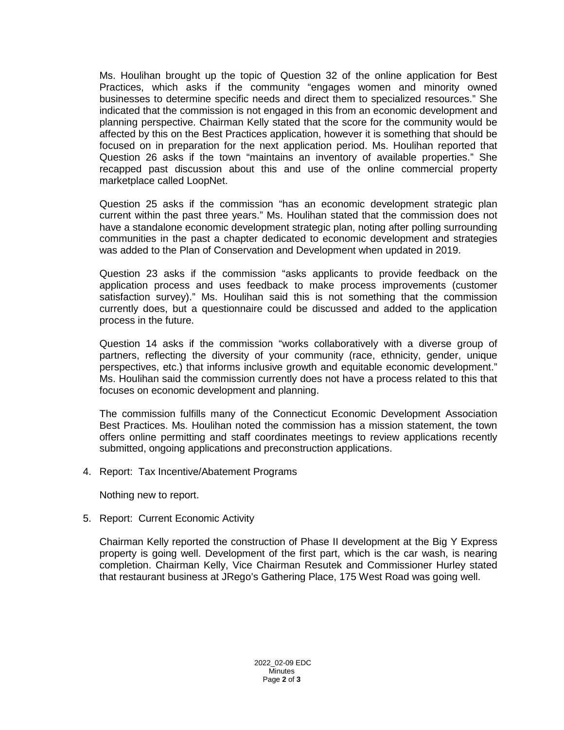Ms. Houlihan brought up the topic of Question 32 of the online application for Best Practices, which asks if the community “engages women and minority owned businesses to determine specific needs and direct them to specialized resources.” She indicated that the commission is not engaged in this from an economic development and planning perspective. Chairman Kelly stated that the score for the community would be affected by this on the Best Practices application, however it is something that should be focused on in preparation for the next application period. Ms. Houlihan reported that Question 26 asks if the town “maintains an inventory of available properties.” She recapped past discussion about this and use of the online commercial property marketplace called LoopNet.

Question 25 asks if the commission “has an economic development strategic plan current within the past three years.” Ms. Houlihan stated that the commission does not have a standalone economic development strategic plan, noting after polling surrounding communities in the past a chapter dedicated to economic development and strategies was added to the Plan of Conservation and Development when updated in 2019.

Question 23 asks if the commission “asks applicants to provide feedback on the application process and uses feedback to make process improvements (customer satisfaction survey).” Ms. Houlihan said this is not something that the commission currently does, but a questionnaire could be discussed and added to the application process in the future.

Question 14 asks if the commission “works collaboratively with a diverse group of partners, reflecting the diversity of your community (race, ethnicity, gender, unique perspectives, etc.) that informs inclusive growth and equitable economic development.” Ms. Houlihan said the commission currently does not have a process related to this that focuses on economic development and planning.

The commission fulfills many of the Connecticut Economic Development Association Best Practices. Ms. Houlihan noted the commission has a mission statement, the town offers online permitting and staff coordinates meetings to review applications recently submitted, ongoing applications and preconstruction applications.

4. Report: Tax Incentive/Abatement Programs

   Nothing new to report.

5. Report: Current Economic Activity

   Chairman Kelly reported the construction of Phase II development at the Big Y Express property is going well. Development of the first part, which is the car wash, is nearing completion. Chairman Kelly, Vice Chairman Resutek and Commissioner Hurley stated that restaurant business at JRego’s Gathering Place, 175 West Road was going well.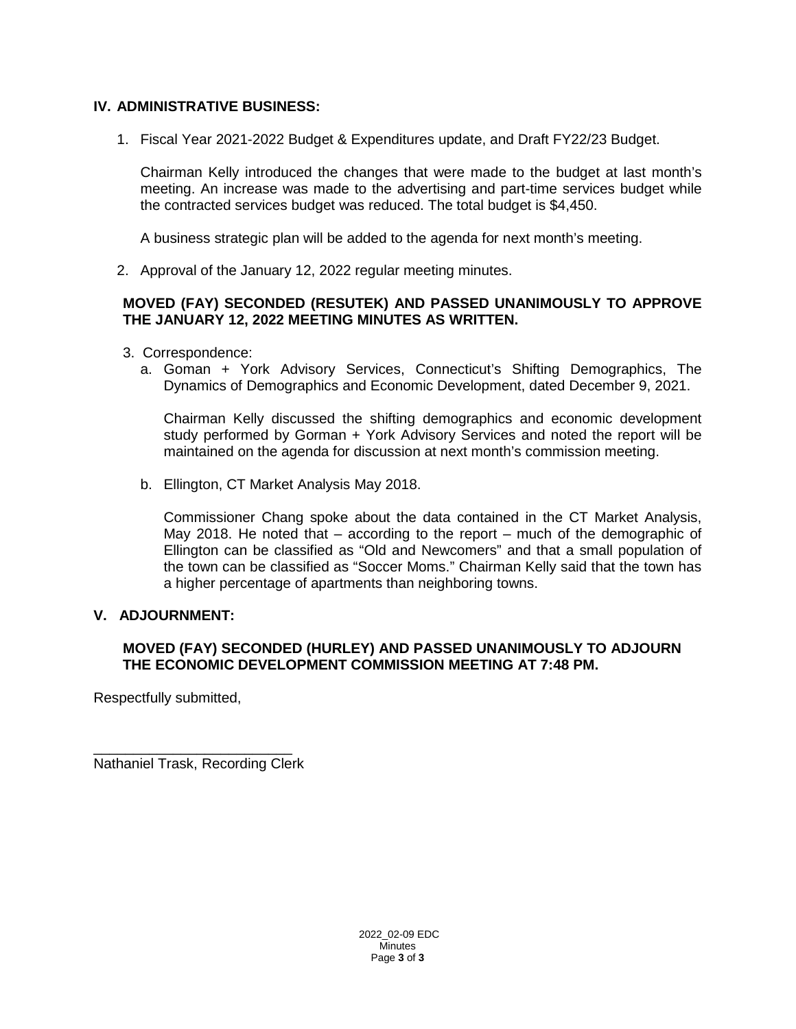## IV. ADMINISTRATIVE BUSINESS:

1. Fiscal Year 2021-2022 Budget & Expenditures update, and Draft FY22/23 Budget.

   Chairman Kelly introduced the changes that were made to the budget at last month's meeting. An increase was made to the advertising and part-time services budget while the contracted services budget was reduced. The total budget is $4,450.

   A business strategic plan will be added to the agenda for next month's meeting.

2. Approval of the January 12, 2022 regular meeting minutes.

   **MOVED (FAY) SECONDED (RESUTEK) AND PASSED UNANIMOUSLY TO APPROVE THE JANUARY 12, 2022 MEETING MINUTES AS WRITTEN.**

3. Correspondence:

   a. Goman + York Advisory Services, Connecticut's Shifting Demographics, The Dynamics of Demographics and Economic Development, dated December 9, 2021.

      Chairman Kelly discussed the shifting demographics and economic development study performed by Gorman + York Advisory Services and noted the report will be maintained on the agenda for discussion at next month's commission meeting.

   b. Ellington, CT Market Analysis May 2018.

      Commissioner Chang spoke about the data contained in the CT Market Analysis, May 2018. He noted that – according to the report – much of the demographic of Ellington can be classified as "Old and Newcomers" and that a small population of the town can be classified as "Soccer Moms." Chairman Kelly said that the town has a higher percentage of apartments than neighboring towns.

## V. ADJOURNMENT:

**MOVED (FAY) SECONDED (HURLEY) AND PASSED UNANIMOUSLY TO ADJOURN THE ECONOMIC DEVELOPMENT COMMISSION MEETING AT 7:48 PM.**

Respectfully submitted,

\_\_\_\_\_\_\_\_\_\_\_\_\_\_\_\_\_\_\_\_\_\_\_\_\_\_

Nathaniel Trask, Recording Clerk